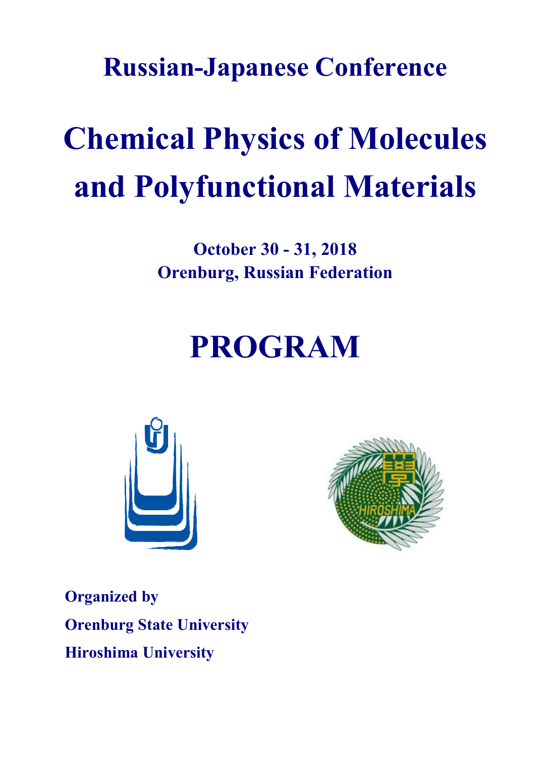## Russian-Japanese Conference

# Chemical Physics of Molecules and Polyfunctional Materials

**October 30 - 31, 2018**
**Orenburg, Russian Federation**

# PROGRAM

**Organized by**
**Orenburg State University**
**Hiroshima University**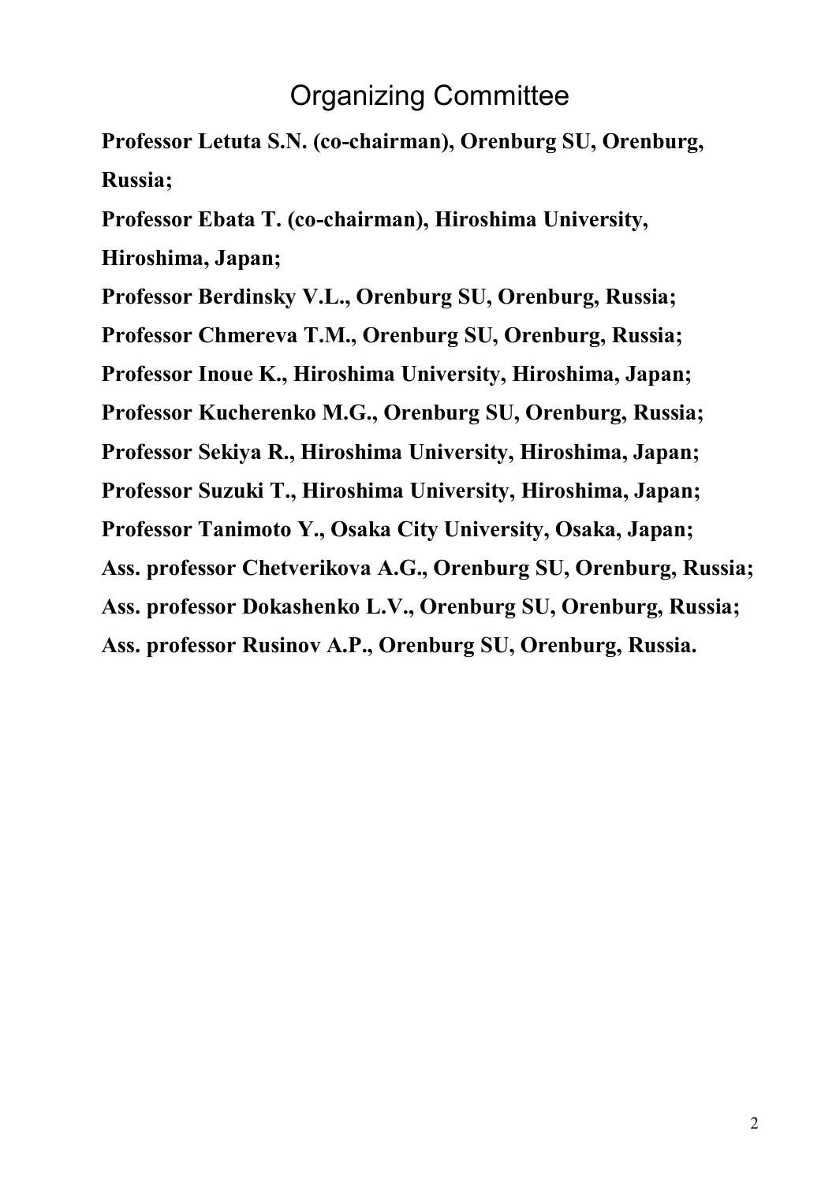# Organizing Committee

**Professor Letuta S.N. (co-chairman), Orenburg SU, Orenburg, Russia;**

**Professor Ebata T. (co-chairman), Hiroshima University, Hiroshima, Japan;**

**Professor Berdinsky V.L., Orenburg SU, Orenburg, Russia;**

**Professor Chmereva T.M., Orenburg SU, Orenburg, Russia;**

**Professor Inoue K., Hiroshima University, Hiroshima, Japan;**

**Professor Kucherenko M.G., Orenburg SU, Orenburg, Russia;**

**Professor Sekiya R., Hiroshima University, Hiroshima, Japan;**

**Professor Suzuki T., Hiroshima University, Hiroshima, Japan;**

**Professor Tanimoto Y., Osaka City University, Osaka, Japan;**

**Ass. professor Chetverikova A.G., Orenburg SU, Orenburg, Russia;**

**Ass. professor Dokashenko L.V., Orenburg SU, Orenburg, Russia;**

**Ass. professor Rusinov A.P., Orenburg SU, Orenburg, Russia.**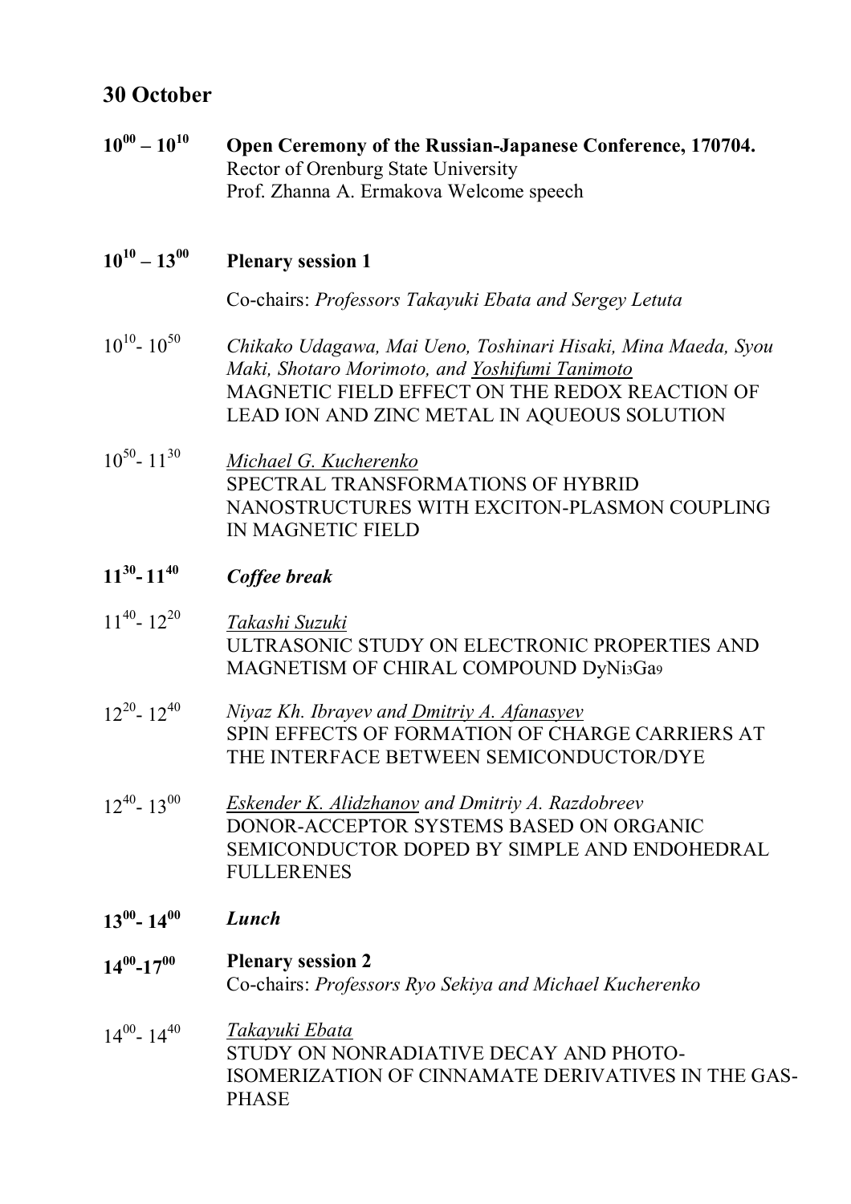## 30 October

**$10^{00} – 10^{10}$** **Open Ceremony of the Russian-Japanese Conference, 170704.**
Rector of Orenburg State University
Prof. Zhanna A. Ermakova Welcome speech

**$10^{10} – 13^{00}$** **Plenary session 1**

Co-chairs: *Professors Takayuki Ebata and Sergey Letuta*

$10^{10}$- $10^{50}$ *Chikako Udagawa, Mai Ueno, Toshinari Hisaki, Mina Maeda, Syou Maki, Shotaro Morimoto, and Yoshifumi Tanimoto*
MAGNETIC FIELD EFFECT ON THE REDOX REACTION OF LEAD ION AND ZINC METAL IN AQUEOUS SOLUTION

$10^{50}$- $11^{30}$ *Michael G. Kucherenko*
SPECTRAL TRANSFORMATIONS OF HYBRID NANOSTRUCTURES WITH EXCITON-PLASMON COUPLING IN MAGNETIC FIELD

**$11^{30}$- $11^{40}$** ***Coffee break***

$11^{40}$- $12^{20}$ *Takashi Suzuki*
ULTRASONIC STUDY ON ELECTRONIC PROPERTIES AND MAGNETISM OF CHIRAL COMPOUND $DyNi_3Ga_9$

$12^{20}$- $12^{40}$ *Niyaz Kh. Ibrayev and Dmitriy A. Afanasyev*
SPIN EFFECTS OF FORMATION OF CHARGE CARRIERS AT THE INTERFACE BETWEEN SEMICONDUCTOR/DYE

$12^{40}$- $13^{00}$ *Eskender K. Alidzhanov and Dmitriy A. Razdobreev*
DONOR-ACCEPTOR SYSTEMS BASED ON ORGANIC SEMICONDUCTOR DOPED BY SIMPLE AND ENDOHEDRAL FULLERENES

**$13^{00}$- $14^{00}$** ***Lunch***

**$14^{00}$-$17^{00}$** **Plenary session 2**
Co-chairs: *Professors Ryo Sekiya and Michael Kucherenko*

$14^{00}$- $14^{40}$ *Takayuki Ebata*
STUDY ON NONRADIATIVE DECAY AND PHOTO-ISOMERIZATION OF CINNAMATE DERIVATIVES IN THE GAS-PHASE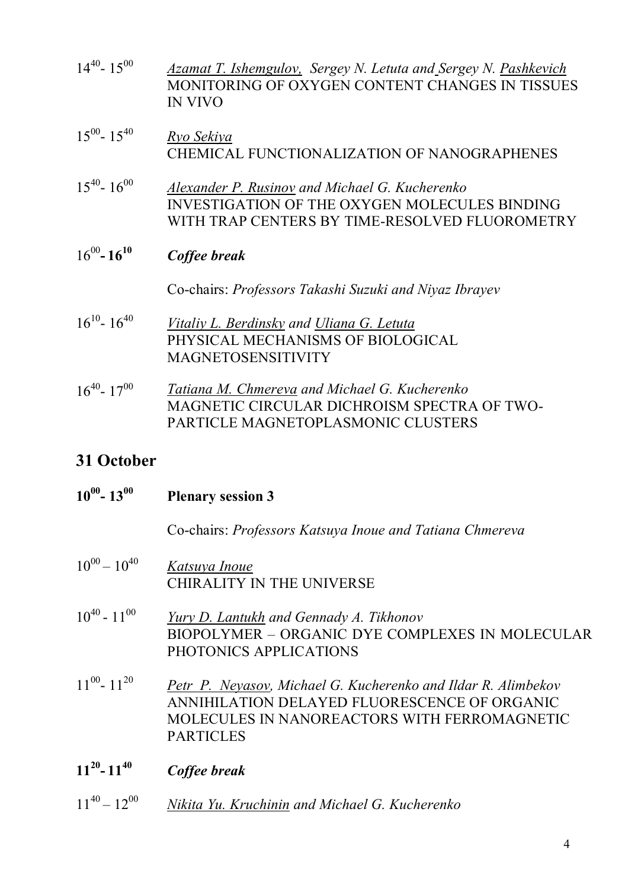$14^{40}$- $15^{00}$ *Azamat T. Ishemgulov, Sergey N. Letuta and Sergey N. Pashkevich*
MONITORING OF OXYGEN CONTENT CHANGES IN TISSUES IN VIVO

$15^{00}$- $15^{40}$ *Ryo Sekiya*
CHEMICAL FUNCTIONALIZATION OF NANOGRAPHENES

$15^{40}$- $16^{00}$ *Alexander P. Rusinov and Michael G. Kucherenko*
INVESTIGATION OF THE OXYGEN MOLECULES BINDING WITH TRAP CENTERS BY TIME-RESOLVED FLUOROMETRY

$16^{00}$**-** $\mathbf{16^{10}}$ ***Coffee break***

Co-chairs: *Professors Takashi Suzuki and Niyaz Ibrayev*

$16^{10}$- $16^{40}$ *Vitaliy L. Berdinsky and Uliana G. Letuta*
PHYSICAL MECHANISMS OF BIOLOGICAL MAGNETOSENSITIVITY

$16^{40}$- $17^{00}$ *Tatiana M. Chmereva and Michael G. Kucherenko*
MAGNETIC CIRCULAR DICHROISM SPECTRA OF TWO-PARTICLE MAGNETOPLASMONIC CLUSTERS

## 31 October

$\mathbf{10^{00}}$**-** $\mathbf{13^{00}}$ **Plenary session 3**

Co-chairs: *Professors Katsuya Inoue and Tatiana Chmereva*

$10^{00}$ – $10^{40}$ *Katsuya Inoue*
CHIRALITY IN THE UNIVERSE

$10^{40}$ - $11^{00}$ *Yury D. Lantukh and Gennady A. Tikhonov*
BIOPOLYMER – ORGANIC DYE COMPLEXES IN MOLECULAR PHOTONICS APPLICATIONS

$11^{00}$- $11^{20}$ *Petr P. Neyasov, Michael G. Kucherenko and Ildar R. Alimbekov*
ANNIHILATION DELAYED FLUORESCENCE OF ORGANIC MOLECULES IN NANOREACTORS WITH FERROMAGNETIC PARTICLES

$\mathbf{11^{20}}$**-** $\mathbf{11^{40}}$ ***Coffee break***

$11^{40}$ – $12^{00}$ *Nikita Yu. Kruchinin and Michael G. Kucherenko*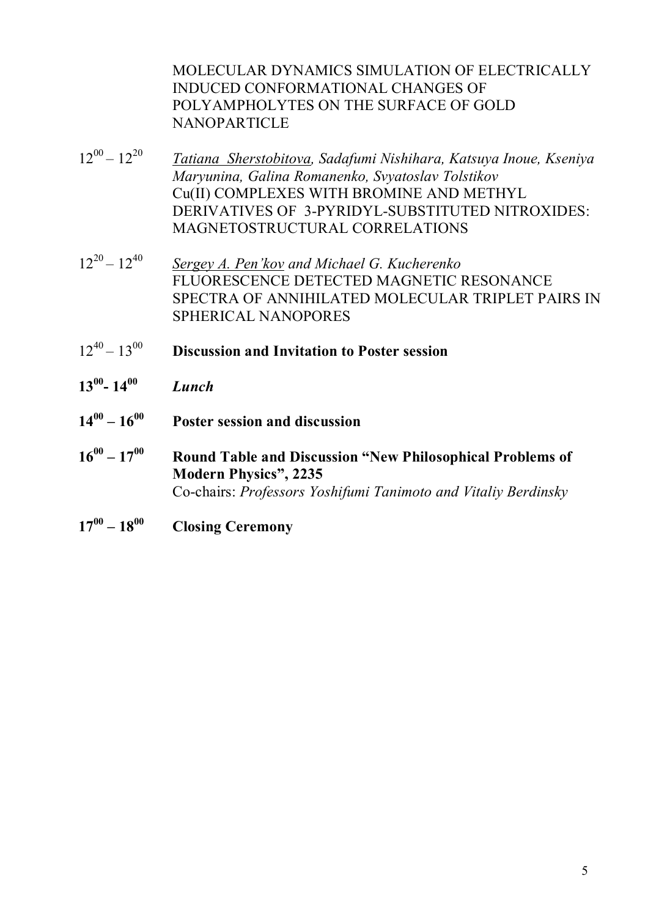MOLECULAR DYNAMICS SIMULATION OF ELECTRICALLY INDUCED CONFORMATIONAL CHANGES OF POLYAMPHOLYTES ON THE SURFACE OF GOLD NANOPARTICLE

$12^{00} – 12^{20}$ *Tatiana Sherstobitova, Sadafumi Nishihara, Katsuya Inoue, Kseniya Maryunina, Galina Romanenko, Svyatoslav Tolstikov*
Cu(II) COMPLEXES WITH BROMINE AND METHYL DERIVATIVES OF 3-PYRIDYL-SUBSTITUTED NITROXIDES: MAGNETOSTRUCTURAL CORRELATIONS

$12^{20} – 12^{40}$ *Sergey A. Pen'kov and Michael G. Kucherenko*
FLUORESCENCE DETECTED MAGNETIC RESONANCE SPECTRA OF ANNIHILATED MOLECULAR TRIPLET PAIRS IN SPHERICAL NANOPORES

$12^{40} – 13^{00}$ **Discussion and Invitation to Poster session**

$\mathbf{13^{00} - 14^{00}}$ ***Lunch***

$\mathbf{14^{00} – 16^{00}}$ **Poster session and discussion**

$\mathbf{16^{00} – 17^{00}}$ **Round Table and Discussion "New Philosophical Problems of Modern Physics", 2235**
Co-chairs: *Professors Yoshifumi Tanimoto and Vitaliy Berdinsky*

$\mathbf{17^{00} – 18^{00}}$ **Closing Ceremony**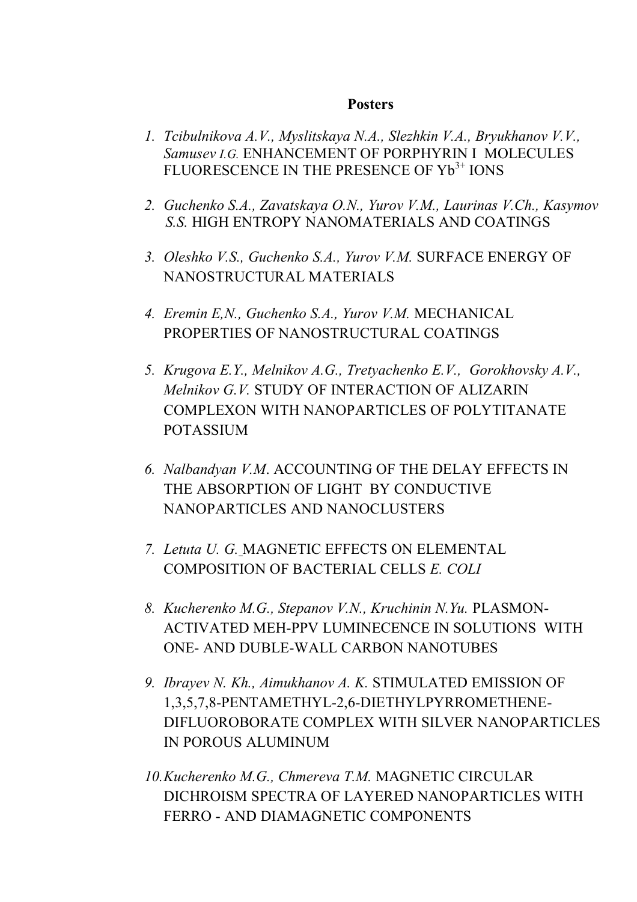**Posters**

1. *Tcibulnikova A.V., Myslitskaya N.A., Slezhkin V.A., Bryukhanov V.V., Samusev I.G.* ENHANCEMENT OF PORPHYRIN I MOLECULES FLUORESCENCE IN THE PRESENCE OF $Yb^{3+}$ IONS

2. *Guchenko S.A., Zavatskaya O.N., Yurov V.M., Laurinas V.Ch., Kasymov S.S.* HIGH ENTROPY NANOMATERIALS AND COATINGS

3. *Oleshko V.S., Guchenko S.A., Yurov V.M.* SURFACE ENERGY OF NANOSTRUCTURAL MATERIALS

4. *Eremin E,N., Guchenko S.A., Yurov V.M.* MECHANICAL PROPERTIES OF NANOSTRUCTURAL COATINGS

5. *Krugova E.Y., Melnikov A.G., Tretyachenko E.V., Gorokhovsky A.V., Melnikov G.V.* STUDY OF INTERACTION OF ALIZARIN COMPLEXON WITH NANOPARTICLES OF POLYTITANATE POTASSIUM

6. *Nalbandyan V.M*. ACCOUNTING OF THE DELAY EFFECTS IN THE ABSORPTION OF LIGHT BY CONDUCTIVE NANOPARTICLES AND NANOCLUSTERS

7. *Letuta U. G.* MAGNETIC EFFECTS ON ELEMENTAL COMPOSITION OF BACTERIAL CELLS *E. COLI*

8. *Kucherenko M.G., Stepanov V.N., Kruchinin N.Yu.* PLASMON-ACTIVATED MEH-PPV LUMINECENCE IN SOLUTIONS WITH ONE- AND DUBLE-WALL CARBON NANOTUBES

9. *Ibrayev N. Kh., Aimukhanov A. K.* STIMULATED EMISSION OF 1,3,5,7,8-PENTAMETHYL-2,6-DIETHYLPYRROMETHENE-DIFLUOROBORATE COMPLEX WITH SILVER NANOPARTICLES IN POROUS ALUMINUM

10. *Kucherenko M.G., Chmereva T.M.* MAGNETIC CIRCULAR DICHROISM SPECTRA OF LAYERED NANOPARTICLES WITH FERRO - AND DIAMAGNETIC COMPONENTS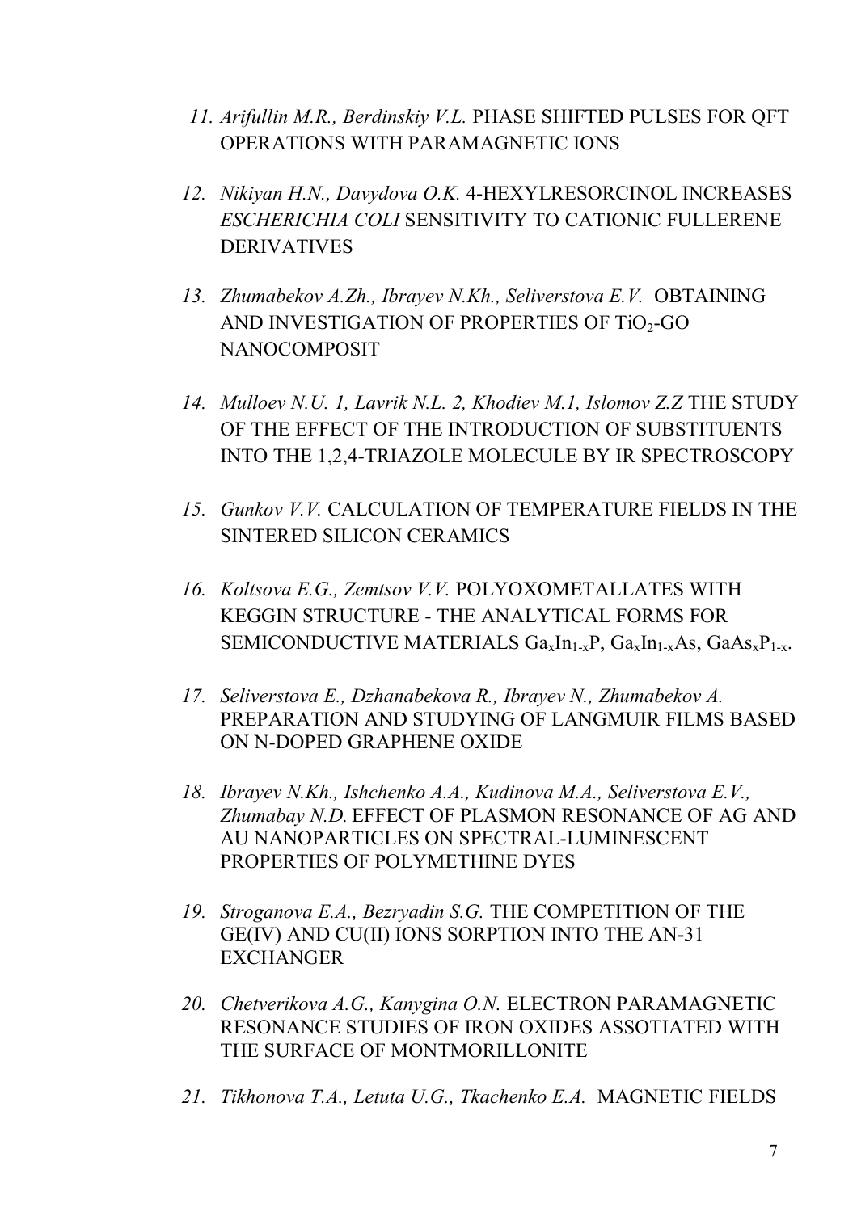11. *Arifullin M.R., Berdinskiy V.L.* PHASE SHIFTED PULSES FOR QFT OPERATIONS WITH PARAMAGNETIC IONS

12. *Nikiyan H.N., Davydova O.K.* 4-HEXYLRESORCINOL INCREASES *ESCHERICHIA COLI* SENSITIVITY TO CATIONIC FULLERENE DERIVATIVES

13. *Zhumabekov A.Zh., Ibrayev N.Kh., Seliverstova E.V.* OBTAINING AND INVESTIGATION OF PROPERTIES OF $TiO_2$-GO NANOCOMPOSIT

14. *Mulloev N.U. 1, Lavrik N.L. 2, Khodiev M.1, Islomov Z.Z* THE STUDY OF THE EFFECT OF THE INTRODUCTION OF SUBSTITUENTS INTO THE 1,2,4-TRIAZOLE MOLECULE BY IR SPECTROSCOPY

15. *Gunkov V.V.* CALCULATION OF TEMPERATURE FIELDS IN THE SINTERED SILICON CERAMICS

16. *Koltsova E.G., Zemtsov V.V.* POLYOXOMETALLATES WITH KEGGIN STRUCTURE - THE ANALYTICAL FORMS FOR SEMICONDUCTIVE MATERIALS $Ga_xIn_{1-x}P$, $Ga_xIn_{1-x}As$, $GaAs_xP_{1-x}$.

17. *Seliverstova E., Dzhanabekova R., Ibrayev N., Zhumabekov A.* PREPARATION AND STUDYING OF LANGMUIR FILMS BASED ON N-DOPED GRAPHENE OXIDE

18. *Ibrayev N.Kh., Ishchenko A.A., Kudinova M.A., Seliverstova E.V., Zhumabay N.D.* EFFECT OF PLASMON RESONANCE OF AG AND AU NANOPARTICLES ON SPECTRAL-LUMINESCENT PROPERTIES OF POLYMETHINE DYES

19. *Stroganova E.A., Bezryadin S.G.* THE COMPETITION OF THE GE(IV) AND CU(II) IONS SORPTION INTO THE AN-31 EXCHANGER

20. *Chetverikova A.G., Kanygina O.N.* ELECTRON PARAMAGNETIC RESONANCE STUDIES OF IRON OXIDES ASSOTIATED WITH THE SURFACE OF MONTMORILLONITE

21. *Tikhonova T.A., Letuta U.G., Tkachenko E.A.* MAGNETIC FIELDS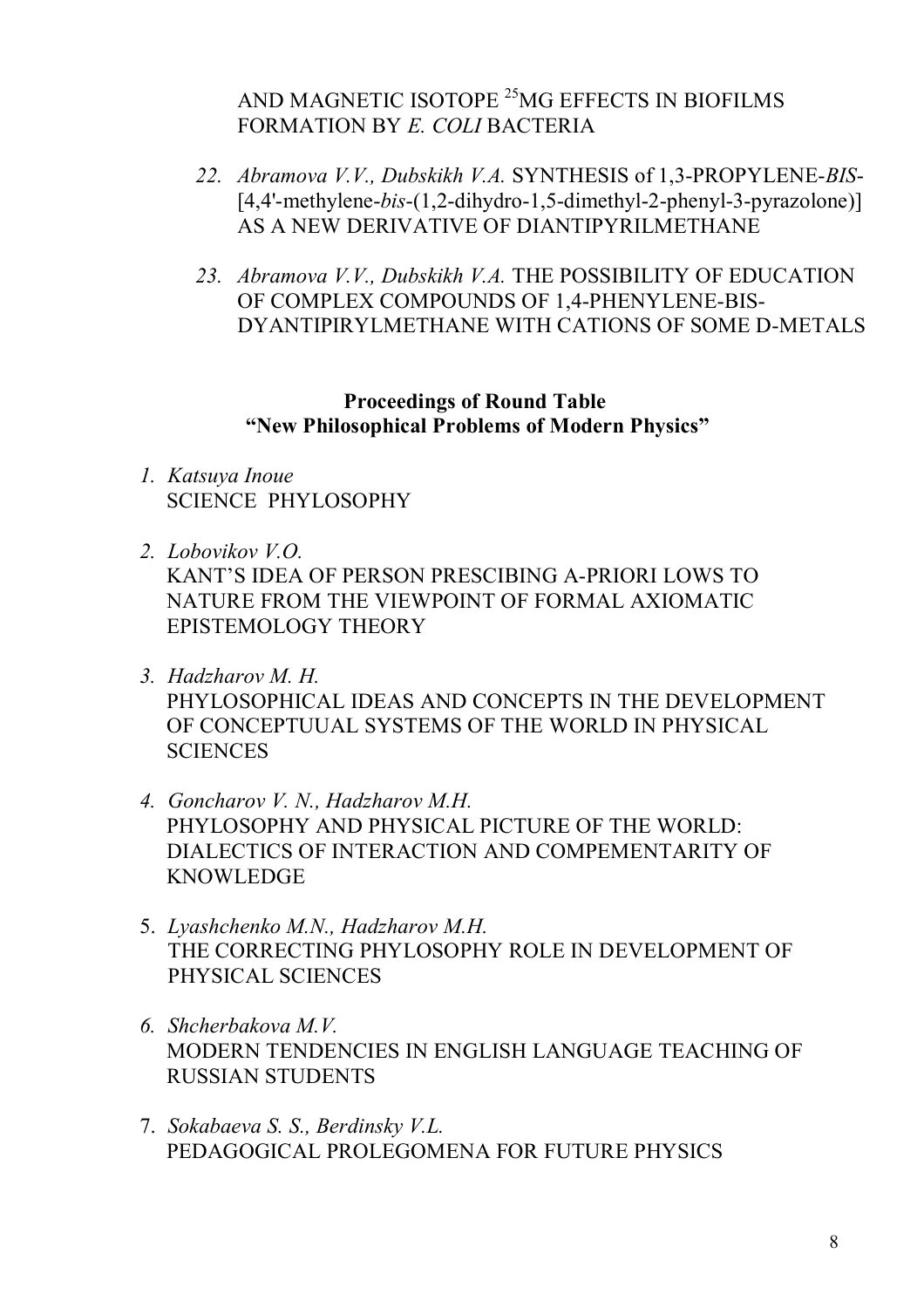AND MAGNETIC ISOTOPE $^{25}$MG EFFECTS IN BIOFILMS FORMATION BY *E. COLI* BACTERIA

22. *Abramova V.V., Dubskikh V.A.* SYNTHESIS of 1,3-PROPYLENE-*BIS*-[4,4'-methylene-*bis*-(1,2-dihydro-1,5-dimethyl-2-phenyl-3-pyrazolone)] AS A NEW DERIVATIVE OF DIANTIPYRILMETHANE

23. *Abramova V.V., Dubskikh V.A.* THE POSSIBILITY OF EDUCATION OF COMPLEX COMPOUNDS OF 1,4-PHENYLENE-BIS-DYANTIPIRYLMETHANE WITH CATIONS OF SOME D-METALS

**Proceedings of Round Table**
**"New Philosophical Problems of Modern Physics"**

1. *Katsuya Inoue*
   SCIENCE PHYLOSOPHY

2. *Lobovikov V.O.*
   KANT'S IDEA OF PERSON PRESCIBING A-PRIORI LOWS TO NATURE FROM THE VIEWPOINT OF FORMAL AXIOMATIC EPISTEMOLOGY THEORY

3. *Hadzharov M. H.*
   PHYLOSOPHICAL IDEAS AND CONCEPTS IN THE DEVELOPMENT OF CONCEPTUUAL SYSTEMS OF THE WORLD IN PHYSICAL SCIENCES

4. *Goncharov V. N., Hadzharov M.H.*
   PHYLOSOPHY AND PHYSICAL PICTURE OF THE WORLD: DIALECTICS OF INTERACTION AND COMPEMENTARITY OF KNOWLEDGE

5. *Lyashchenko M.N., Hadzharov M.H.*
   THE CORRECTING PHYLOSOPHY ROLE IN DEVELOPMENT OF PHYSICAL SCIENCES

6. *Shcherbakova M.V.*
   MODERN TENDENCIES IN ENGLISH LANGUAGE TEACHING OF RUSSIAN STUDENTS

7. *Sokabaeva S. S., Berdinsky V.L.*
   PEDAGOGICAL PROLEGOMENA FOR FUTURE PHYSICS